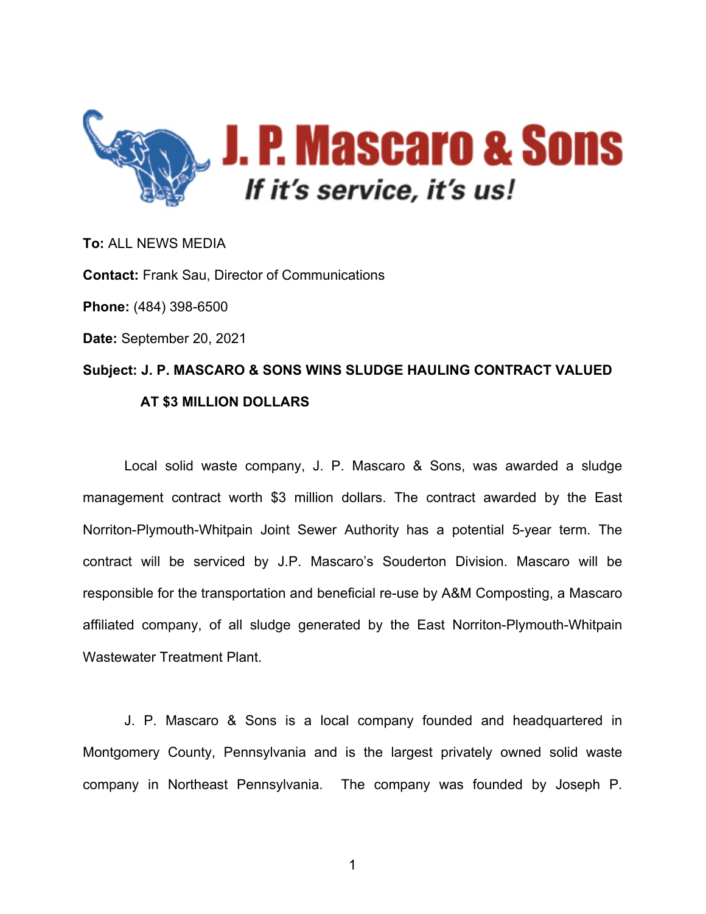# J. P. Mascaro & Sons

*If it's service, it's us!*

**To:** ALL NEWS MEDIA

**Contact:** Frank Sau, Director of Communications

**Phone:** (484) 398-6500

**Date:** September 20, 2021

**Subject: J. P. MASCARO & SONS WINS SLUDGE HAULING CONTRACT VALUED AT $3 MILLION DOLLARS**

Local solid waste company, J. P. Mascaro & Sons, was awarded a sludge management contract worth $3 million dollars. The contract awarded by the East Norriton-Plymouth-Whitpain Joint Sewer Authority has a potential 5-year term. The contract will be serviced by J.P. Mascaro's Souderton Division. Mascaro will be responsible for the transportation and beneficial re-use by A&M Composting, a Mascaro affiliated company, of all sludge generated by the East Norriton-Plymouth-Whitpain Wastewater Treatment Plant.

J. P. Mascaro & Sons is a local company founded and headquartered in Montgomery County, Pennsylvania and is the largest privately owned solid waste company in Northeast Pennsylvania. The company was founded by Joseph P.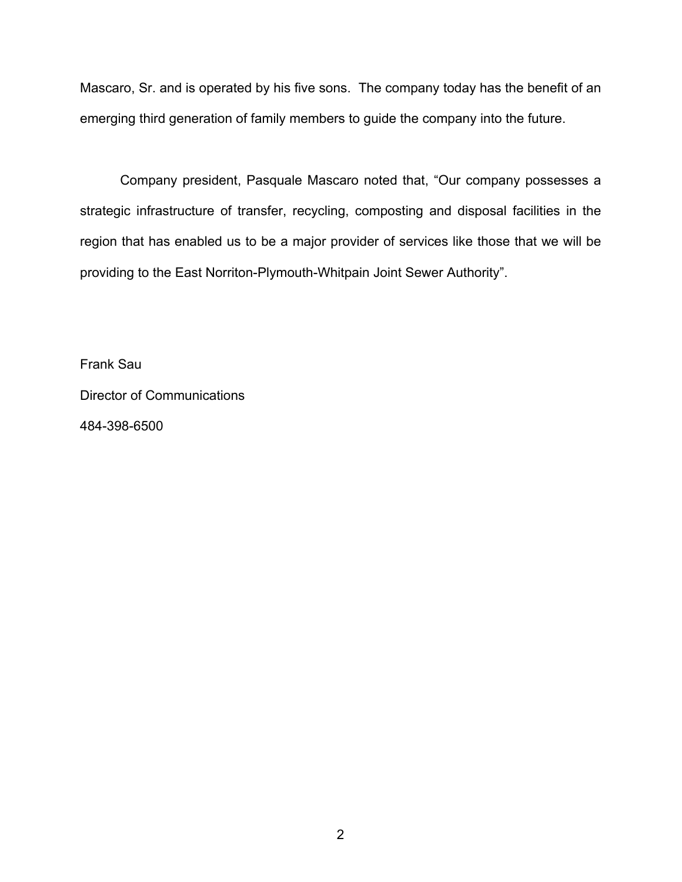Mascaro, Sr. and is operated by his five sons. The company today has the benefit of an emerging third generation of family members to guide the company into the future.

Company president, Pasquale Mascaro noted that, "Our company possesses a strategic infrastructure of transfer, recycling, composting and disposal facilities in the region that has enabled us to be a major provider of services like those that we will be providing to the East Norriton-Plymouth-Whitpain Joint Sewer Authority".

Frank Sau

Director of Communications

484-398-6500